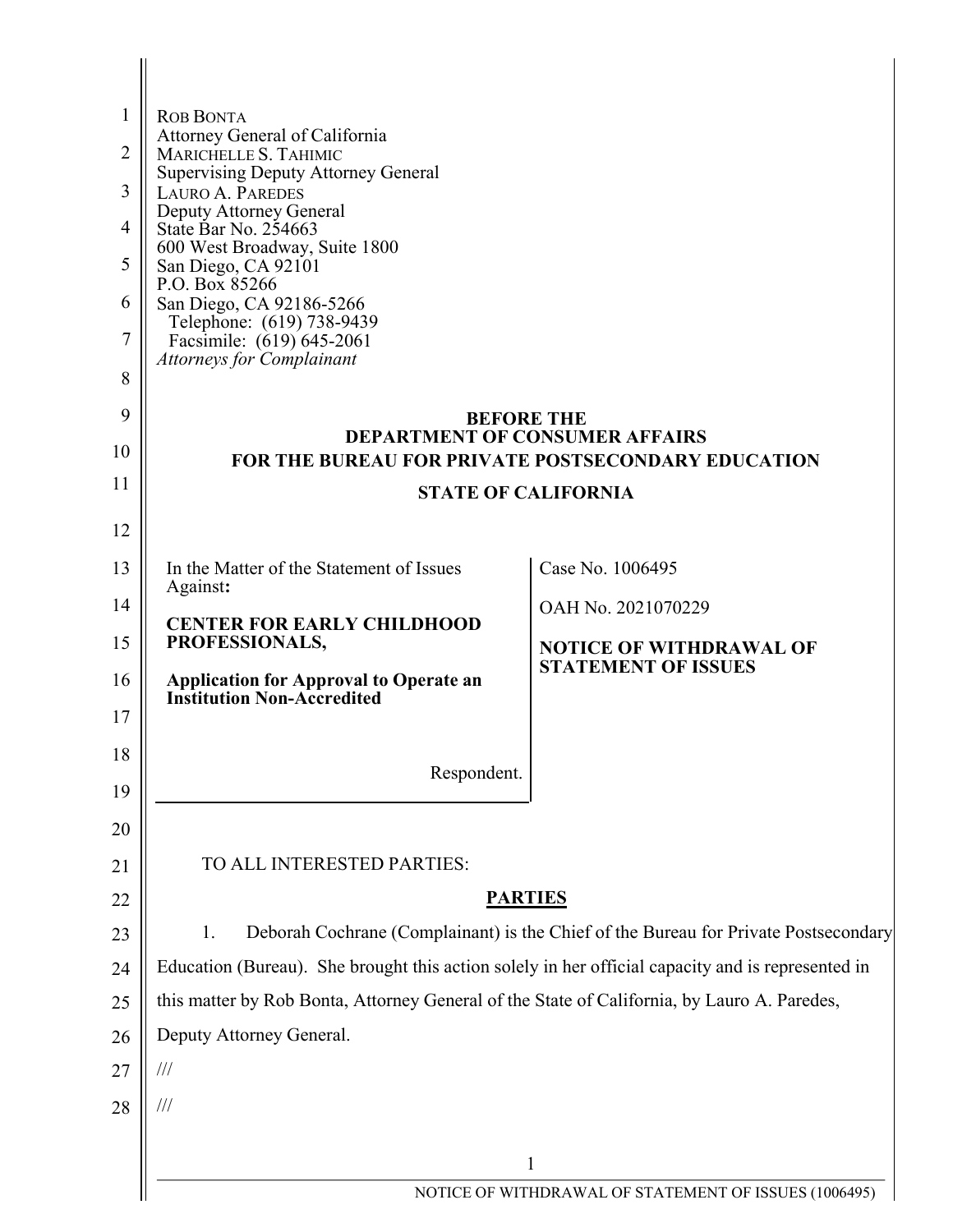ROB BONTA
Attorney General of California
MARICHELLE S. TAHIMIC
Supervising Deputy Attorney General
LAURO A. PAREDES
Deputy Attorney General
State Bar No. 254663
600 West Broadway, Suite 1800
San Diego, CA 92101
P.O. Box 85266
San Diego, CA 92186-5266
Telephone: (619) 738-9439
Facsimile: (619) 645-2061
*Attorneys for Complainant*

**BEFORE THE**
**DEPARTMENT OF CONSUMER AFFAIRS**
**FOR THE BUREAU FOR PRIVATE POSTSECONDARY EDUCATION**
**STATE OF CALIFORNIA**

| | |
|---|---|
| In the Matter of the Statement of Issues Against: **CENTER FOR EARLY CHILDHOOD PROFESSIONALS,** **Application for Approval to Operate an Institution Non-Accredited** Respondent. | Case No. 1006495 OAH No. 2021070229 **NOTICE OF WITHDRAWAL OF STATEMENT OF ISSUES** |

TO ALL INTERESTED PARTIES:

**PARTIES**

1. Deborah Cochrane (Complainant) is the Chief of the Bureau for Private Postsecondary Education (Bureau). She brought this action solely in her official capacity and is represented in this matter by Rob Bonta, Attorney General of the State of California, by Lauro A. Paredes, Deputy Attorney General.

///

///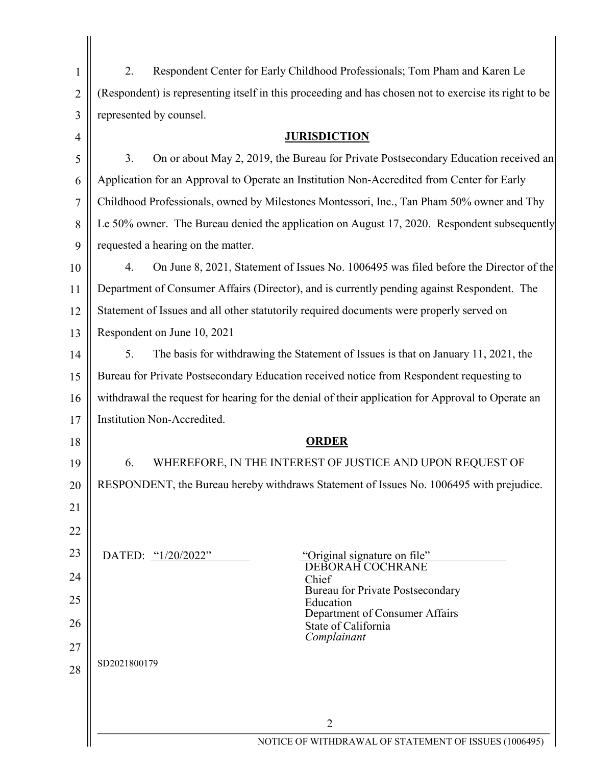2. Respondent Center for Early Childhood Professionals; Tom Pham and Karen Le (Respondent) is representing itself in this proceeding and has chosen not to exercise its right to be represented by counsel.

## JURISDICTION

3. On or about May 2, 2019, the Bureau for Private Postsecondary Education received an Application for an Approval to Operate an Institution Non-Accredited from Center for Early Childhood Professionals, owned by Milestones Montessori, Inc., Tan Pham 50% owner and Thy Le 50% owner. The Bureau denied the application on August 17, 2020. Respondent subsequently requested a hearing on the matter.

4. On June 8, 2021, Statement of Issues No. 1006495 was filed before the Director of the Department of Consumer Affairs (Director), and is currently pending against Respondent. The Statement of Issues and all other statutorily required documents were properly served on Respondent on June 10, 2021

5. The basis for withdrawing the Statement of Issues is that on January 11, 2021, the Bureau for Private Postsecondary Education received notice from Respondent requesting to withdrawal the request for hearing for the denial of their application for Approval to Operate an Institution Non-Accredited.

## ORDER

6. WHEREFORE, IN THE INTEREST OF JUSTICE AND UPON REQUEST OF RESPONDENT, the Bureau hereby withdraws Statement of Issues No. 1006495 with prejudice.

DATED: "1/20/2022"

"Original signature on file"
DEBORAH COCHRANE
Chief
Bureau for Private Postsecondary Education
Department of Consumer Affairs
State of California
*Complainant*

SD2021800179

NOTICE OF WITHDRAWAL OF STATEMENT OF ISSUES (1006495)